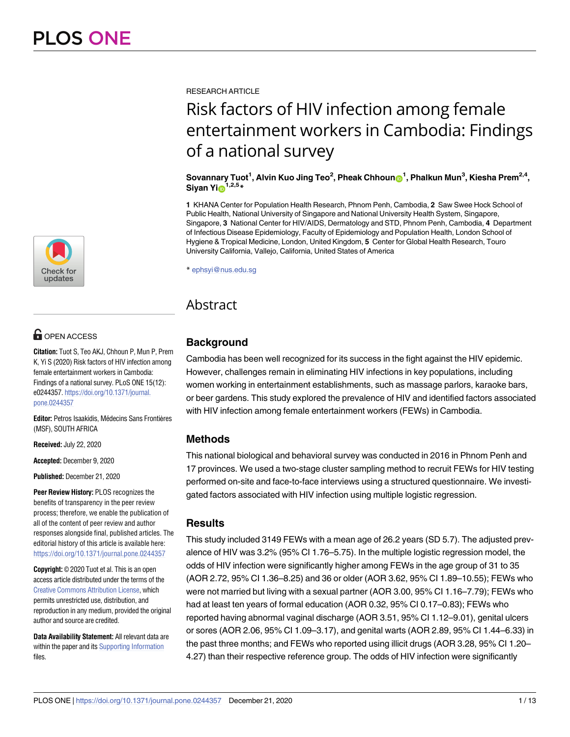RESEARCH ARTICLE

# Risk factors of HIV infection among female entertainment workers in Cambodia: Findings of a national survey

**Sovannary Tuot[1], Alvin Kuo Jing Teo[2], Pheak Chhoun[1], Phalkun Mun[3], Kiesha Prem[2,4], Siyan Yi[1,2,5]***

**1** KHANA Center for Population Health Research, Phnom Penh, Cambodia, **2** Saw Swee Hock School of Public Health, National University of Singapore and National University Health System, Singapore, Singapore, **3** National Center for HIV/AIDS, Dermatology and STD, Phnom Penh, Cambodia, **4** Department of Infectious Disease Epidemiology, Faculty of Epidemiology and Population Health, London School of Hygiene & Tropical Medicine, London, United Kingdom, **5** Center for Global Health Research, Touro University California, Vallejo, California, United States of America

* ephsyi@nus.edu.sg

OPEN ACCESS

**Citation:** Tuot S, Teo AKJ, Chhoun P, Mun P, Prem K, Yi S (2020) Risk factors of HIV infection among female entertainment workers in Cambodia: Findings of a national survey. PLoS ONE 15(12): e0244357. https://doi.org/10.1371/journal.pone.0244357

**Editor:** Petros Isaakidis, Médecins Sans Frontières (MSF), SOUTH AFRICA

**Received:** July 22, 2020

**Accepted:** December 9, 2020

**Published:** December 21, 2020

**Peer Review History:** PLOS recognizes the benefits of transparency in the peer review process; therefore, we enable the publication of all of the content of peer review and author responses alongside final, published articles. The editorial history of this article is available here: https://doi.org/10.1371/journal.pone.0244357

**Copyright:** © 2020 Tuot et al. This is an open access article distributed under the terms of the Creative Commons Attribution License, which permits unrestricted use, distribution, and reproduction in any medium, provided the original author and source are credited.

**Data Availability Statement:** All relevant data are within the paper and its Supporting Information files.

## Abstract

### Background

Cambodia has been well recognized for its success in the fight against the HIV epidemic. However, challenges remain in eliminating HIV infections in key populations, including women working in entertainment establishments, such as massage parlors, karaoke bars, or beer gardens. This study explored the prevalence of HIV and identified factors associated with HIV infection among female entertainment workers (FEWs) in Cambodia.

### Methods

This national biological and behavioral survey was conducted in 2016 in Phnom Penh and 17 provinces. We used a two-stage cluster sampling method to recruit FEWs for HIV testing performed on-site and face-to-face interviews using a structured questionnaire. We investigated factors associated with HIV infection using multiple logistic regression.

### Results

This study included 3149 FEWs with a mean age of 26.2 years (SD 5.7). The adjusted prevalence of HIV was 3.2% (95% CI 1.76–5.75). In the multiple logistic regression model, the odds of HIV infection were significantly higher among FEWs in the age group of 31 to 35 (AOR 2.72, 95% CI 1.36–8.25) and 36 or older (AOR 3.62, 95% CI 1.89–10.55); FEWs who were not married but living with a sexual partner (AOR 3.00, 95% CI 1.16–7.79); FEWs who had at least ten years of formal education (AOR 0.32, 95% CI 0.17–0.83); FEWs who reported having abnormal vaginal discharge (AOR 3.51, 95% CI 1.12–9.01), genital ulcers or sores (AOR 2.06, 95% CI 1.09–3.17), and genital warts (AOR 2.89, 95% CI 1.44–6.33) in the past three months; and FEWs who reported using illicit drugs (AOR 3.28, 95% CI 1.20–4.27) than their respective reference group. The odds of HIV infection were significantly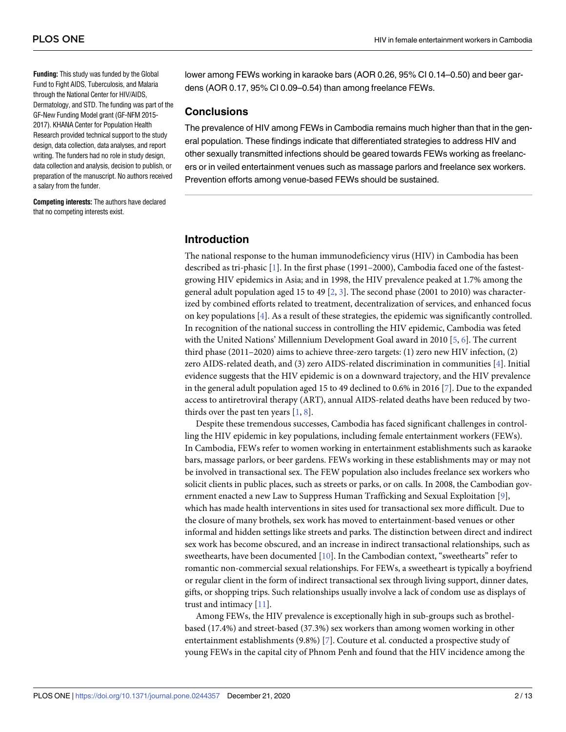**Funding:** This study was funded by the Global Fund to Fight AIDS, Tuberculosis, and Malaria through the National Center for HIV/AIDS, Dermatology, and STD. The funding was part of the GF-New Funding Model grant (GF-NFM 2015-2017). KHANA Center for Population Health Research provided technical support to the study design, data collection, data analyses, and report writing. The funders had no role in study design, data collection and analysis, decision to publish, or preparation of the manuscript. No authors received a salary from the funder.

**Competing interests:** The authors have declared that no competing interests exist.

lower among FEWs working in karaoke bars (AOR 0.26, 95% CI 0.14–0.50) and beer gardens (AOR 0.17, 95% CI 0.09–0.54) than among freelance FEWs.

### Conclusions

The prevalence of HIV among FEWs in Cambodia remains much higher than that in the general population. These findings indicate that differentiated strategies to address HIV and other sexually transmitted infections should be geared towards FEWs working as freelancers or in veiled entertainment venues such as massage parlors and freelance sex workers. Prevention efforts among venue-based FEWs should be sustained.

## Introduction

The national response to the human immunodeficiency virus (HIV) in Cambodia has been described as tri-phasic [1]. In the first phase (1991–2000), Cambodia faced one of the fastest-growing HIV epidemics in Asia; and in 1998, the HIV prevalence peaked at 1.7% among the general adult population aged 15 to 49 [2, 3]. The second phase (2001 to 2010) was characterized by combined efforts related to treatment, decentralization of services, and enhanced focus on key populations [4]. As a result of these strategies, the epidemic was significantly controlled. In recognition of the national success in controlling the HIV epidemic, Cambodia was feted with the United Nations' Millennium Development Goal award in 2010 [5, 6]. The current third phase (2011–2020) aims to achieve three-zero targets: (1) zero new HIV infection, (2) zero AIDS-related death, and (3) zero AIDS-related discrimination in communities [4]. Initial evidence suggests that the HIV epidemic is on a downward trajectory, and the HIV prevalence in the general adult population aged 15 to 49 declined to 0.6% in 2016 [7]. Due to the expanded access to antiretroviral therapy (ART), annual AIDS-related deaths have been reduced by two-thirds over the past ten years [1, 8].

Despite these tremendous successes, Cambodia has faced significant challenges in controlling the HIV epidemic in key populations, including female entertainment workers (FEWs). In Cambodia, FEWs refer to women working in entertainment establishments such as karaoke bars, massage parlors, or beer gardens. FEWs working in these establishments may or may not be involved in transactional sex. The FEW population also includes freelance sex workers who solicit clients in public places, such as streets or parks, or on calls. In 2008, the Cambodian government enacted a new Law to Suppress Human Trafficking and Sexual Exploitation [9], which has made health interventions in sites used for transactional sex more difficult. Due to the closure of many brothels, sex work has moved to entertainment-based venues or other informal and hidden settings like streets and parks. The distinction between direct and indirect sex work has become obscured, and an increase in indirect transactional relationships, such as sweethearts, have been documented [10]. In the Cambodian context, "sweethearts" refer to romantic non-commercial sexual relationships. For FEWs, a sweetheart is typically a boyfriend or regular client in the form of indirect transactional sex through living support, dinner dates, gifts, or shopping trips. Such relationships usually involve a lack of condom use as displays of trust and intimacy [11].

Among FEWs, the HIV prevalence is exceptionally high in sub-groups such as brothel-based (17.4%) and street-based (37.3%) sex workers than among women working in other entertainment establishments (9.8%) [7]. Couture et al. conducted a prospective study of young FEWs in the capital city of Phnom Penh and found that the HIV incidence among the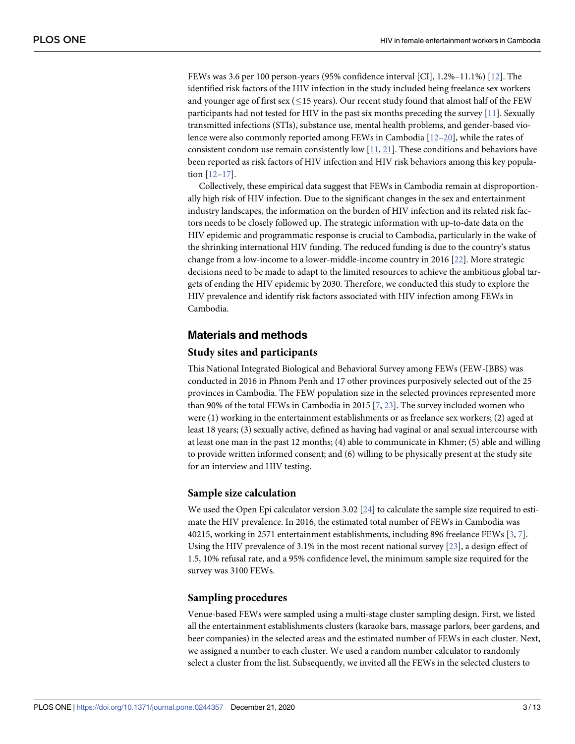FEWs was 3.6 per 100 person-years (95% confidence interval [CI], 1.2%–11.1%) [12]. The identified risk factors of the HIV infection in the study included being freelance sex workers and younger age of first sex ($\leq$15 years). Our recent study found that almost half of the FEW participants had not tested for HIV in the past six months preceding the survey [11]. Sexually transmitted infections (STIs), substance use, mental health problems, and gender-based violence were also commonly reported among FEWs in Cambodia [12–20], while the rates of consistent condom use remain consistently low [11, 21]. These conditions and behaviors have been reported as risk factors of HIV infection and HIV risk behaviors among this key population [12–17].

Collectively, these empirical data suggest that FEWs in Cambodia remain at disproportionally high risk of HIV infection. Due to the significant changes in the sex and entertainment industry landscapes, the information on the burden of HIV infection and its related risk factors needs to be closely followed up. The strategic information with up-to-date data on the HIV epidemic and programmatic response is crucial to Cambodia, particularly in the wake of the shrinking international HIV funding. The reduced funding is due to the country's status change from a low-income to a lower-middle-income country in 2016 [22]. More strategic decisions need to be made to adapt to the limited resources to achieve the ambitious global targets of ending the HIV epidemic by 2030. Therefore, we conducted this study to explore the HIV prevalence and identify risk factors associated with HIV infection among FEWs in Cambodia.

## Materials and methods

### Study sites and participants

This National Integrated Biological and Behavioral Survey among FEWs (FEW-IBBS) was conducted in 2016 in Phnom Penh and 17 other provinces purposively selected out of the 25 provinces in Cambodia. The FEW population size in the selected provinces represented more than 90% of the total FEWs in Cambodia in 2015 [7, 23]. The survey included women who were (1) working in the entertainment establishments or as freelance sex workers; (2) aged at least 18 years; (3) sexually active, defined as having had vaginal or anal sexual intercourse with at least one man in the past 12 months; (4) able to communicate in Khmer; (5) able and willing to provide written informed consent; and (6) willing to be physically present at the study site for an interview and HIV testing.

### Sample size calculation

We used the Open Epi calculator version 3.02 [24] to calculate the sample size required to estimate the HIV prevalence. In 2016, the estimated total number of FEWs in Cambodia was 40215, working in 2571 entertainment establishments, including 896 freelance FEWs [3, 7]. Using the HIV prevalence of 3.1% in the most recent national survey [23], a design effect of 1.5, 10% refusal rate, and a 95% confidence level, the minimum sample size required for the survey was 3100 FEWs.

### Sampling procedures

Venue-based FEWs were sampled using a multi-stage cluster sampling design. First, we listed all the entertainment establishments clusters (karaoke bars, massage parlors, beer gardens, and beer companies) in the selected areas and the estimated number of FEWs in each cluster. Next, we assigned a number to each cluster. We used a random number calculator to randomly select a cluster from the list. Subsequently, we invited all the FEWs in the selected clusters to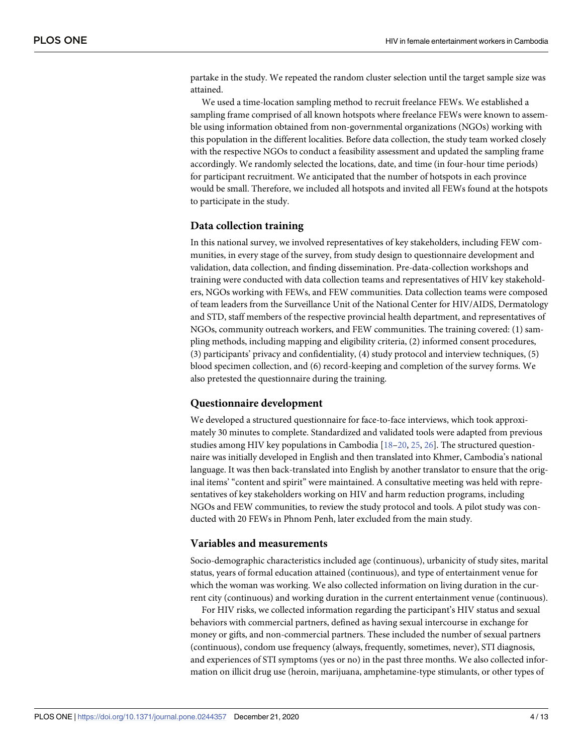partake in the study. We repeated the random cluster selection until the target sample size was attained.

We used a time-location sampling method to recruit freelance FEWs. We established a sampling frame comprised of all known hotspots where freelance FEWs were known to assemble using information obtained from non-governmental organizations (NGOs) working with this population in the different localities. Before data collection, the study team worked closely with the respective NGOs to conduct a feasibility assessment and updated the sampling frame accordingly. We randomly selected the locations, date, and time (in four-hour time periods) for participant recruitment. We anticipated that the number of hotspots in each province would be small. Therefore, we included all hotspots and invited all FEWs found at the hotspots to participate in the study.

## Data collection training

In this national survey, we involved representatives of key stakeholders, including FEW communities, in every stage of the survey, from study design to questionnaire development and validation, data collection, and finding dissemination. Pre-data-collection workshops and training were conducted with data collection teams and representatives of HIV key stakeholders, NGOs working with FEWs, and FEW communities. Data collection teams were composed of team leaders from the Surveillance Unit of the National Center for HIV/AIDS, Dermatology and STD, staff members of the respective provincial health department, and representatives of NGOs, community outreach workers, and FEW communities. The training covered: (1) sampling methods, including mapping and eligibility criteria, (2) informed consent procedures, (3) participants' privacy and confidentiality, (4) study protocol and interview techniques, (5) blood specimen collection, and (6) record-keeping and completion of the survey forms. We also pretested the questionnaire during the training.

## Questionnaire development

We developed a structured questionnaire for face-to-face interviews, which took approximately 30 minutes to complete. Standardized and validated tools were adapted from previous studies among HIV key populations in Cambodia [18–20, 25, 26]. The structured questionnaire was initially developed in English and then translated into Khmer, Cambodia's national language. It was then back-translated into English by another translator to ensure that the original items' "content and spirit" were maintained. A consultative meeting was held with representatives of key stakeholders working on HIV and harm reduction programs, including NGOs and FEW communities, to review the study protocol and tools. A pilot study was conducted with 20 FEWs in Phnom Penh, later excluded from the main study.

## Variables and measurements

Socio-demographic characteristics included age (continuous), urbanicity of study sites, marital status, years of formal education attained (continuous), and type of entertainment venue for which the woman was working. We also collected information on living duration in the current city (continuous) and working duration in the current entertainment venue (continuous).

For HIV risks, we collected information regarding the participant's HIV status and sexual behaviors with commercial partners, defined as having sexual intercourse in exchange for money or gifts, and non-commercial partners. These included the number of sexual partners (continuous), condom use frequency (always, frequently, sometimes, never), STI diagnosis, and experiences of STI symptoms (yes or no) in the past three months. We also collected information on illicit drug use (heroin, marijuana, amphetamine-type stimulants, or other types of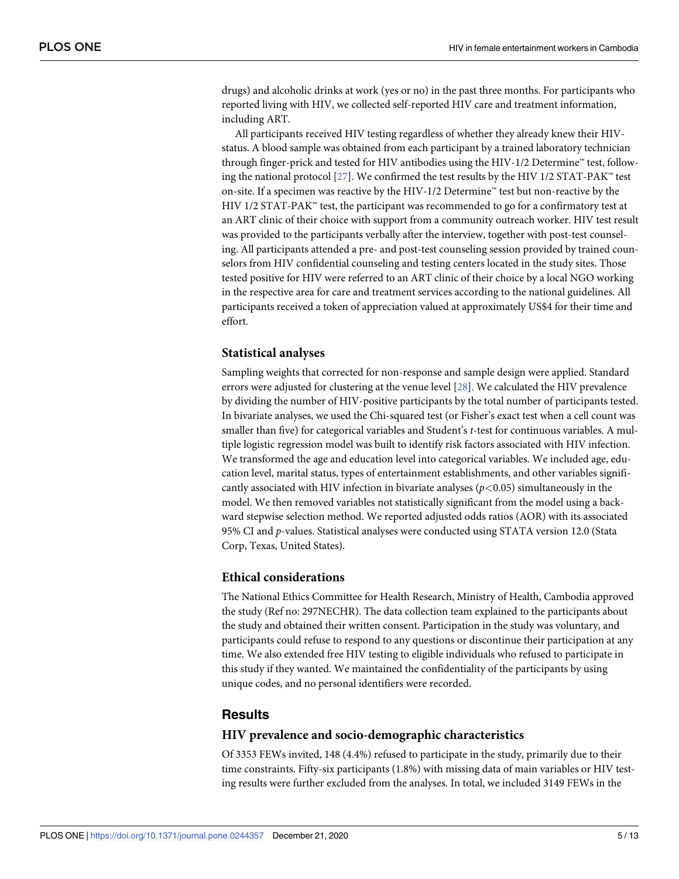drugs) and alcoholic drinks at work (yes or no) in the past three months. For participants who reported living with HIV, we collected self-reported HIV care and treatment information, including ART.

All participants received HIV testing regardless of whether they already knew their HIV-status. A blood sample was obtained from each participant by a trained laboratory technician through finger-prick and tested for HIV antibodies using the HIV-1/2 Determine™ test, following the national protocol [27]. We confirmed the test results by the HIV 1/2 STAT-PAK™ test on-site. If a specimen was reactive by the HIV-1/2 Determine™ test but non-reactive by the HIV 1/2 STAT-PAK™ test, the participant was recommended to go for a confirmatory test at an ART clinic of their choice with support from a community outreach worker. HIV test result was provided to the participants verbally after the interview, together with post-test counseling. All participants attended a pre- and post-test counseling session provided by trained counselors from HIV confidential counseling and testing centers located in the study sites. Those tested positive for HIV were referred to an ART clinic of their choice by a local NGO working in the respective area for care and treatment services according to the national guidelines. All participants received a token of appreciation valued at approximately US$4 for their time and effort.

### Statistical analyses

Sampling weights that corrected for non-response and sample design were applied. Standard errors were adjusted for clustering at the venue level [28]. We calculated the HIV prevalence by dividing the number of HIV-positive participants by the total number of participants tested. In bivariate analyses, we used the Chi-squared test (or Fisher's exact test when a cell count was smaller than five) for categorical variables and Student's *t*-test for continuous variables. A multiple logistic regression model was built to identify risk factors associated with HIV infection. We transformed the age and education level into categorical variables. We included age, education level, marital status, types of entertainment establishments, and other variables significantly associated with HIV infection in bivariate analyses ($p<0.05$) simultaneously in the model. We then removed variables not statistically significant from the model using a backward stepwise selection method. We reported adjusted odds ratios (AOR) with its associated 95% CI and *p*-values. Statistical analyses were conducted using STATA version 12.0 (Stata Corp, Texas, United States).

### Ethical considerations

The National Ethics Committee for Health Research, Ministry of Health, Cambodia approved the study (Ref no: 297NECHR). The data collection team explained to the participants about the study and obtained their written consent. Participation in the study was voluntary, and participants could refuse to respond to any questions or discontinue their participation at any time. We also extended free HIV testing to eligible individuals who refused to participate in this study if they wanted. We maintained the confidentiality of the participants by using unique codes, and no personal identifiers were recorded.

## Results

### HIV prevalence and socio-demographic characteristics

Of 3353 FEWs invited, 148 (4.4%) refused to participate in the study, primarily due to their time constraints. Fifty-six participants (1.8%) with missing data of main variables or HIV testing results were further excluded from the analyses. In total, we included 3149 FEWs in the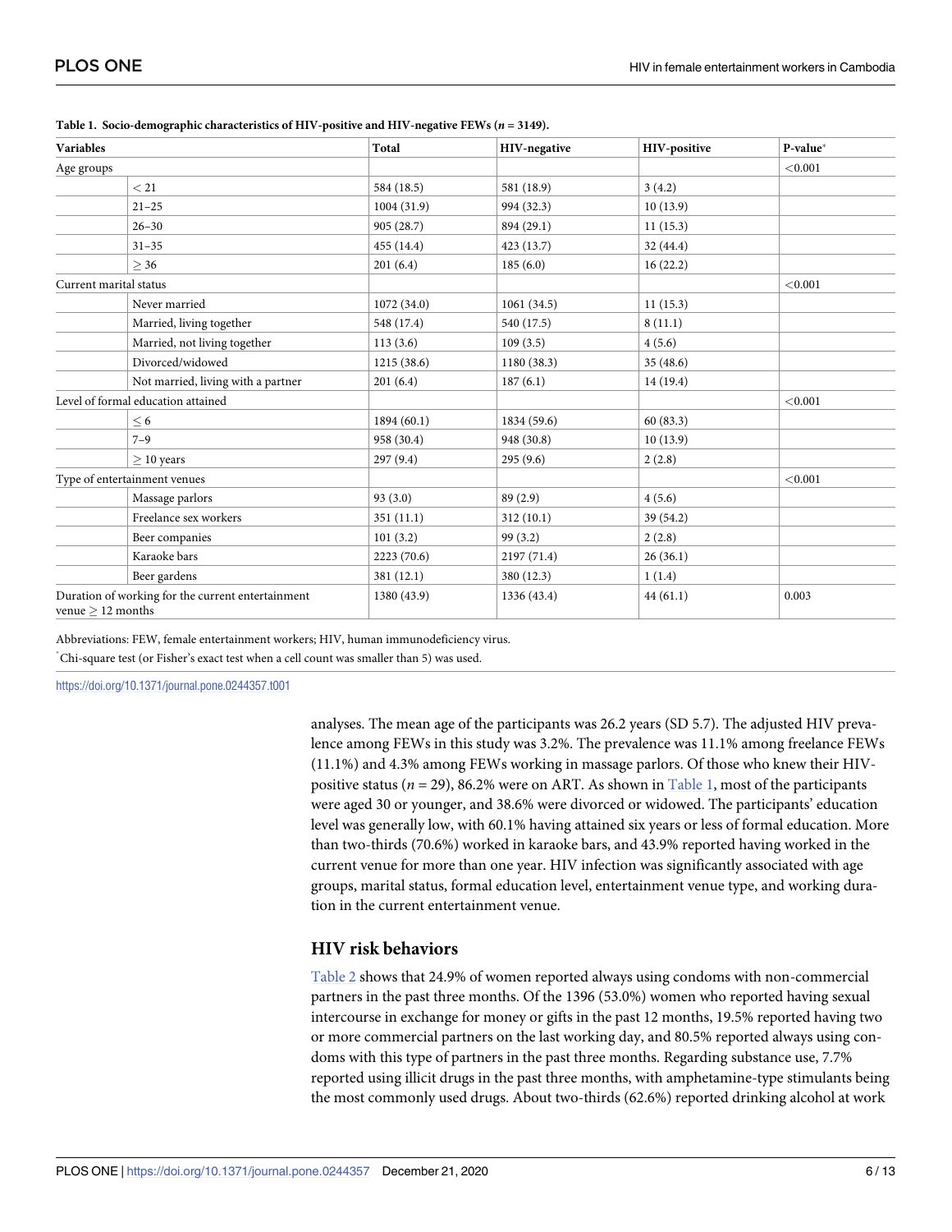**Table 1. Socio-demographic characteristics of HIV-positive and HIV-negative FEWs ($n$ = 3149).**

| Variables | | Total | HIV-negative | HIV-positive | P-value* |
|---|---|---|---|---|---|
| Age groups | | | | | <0.001 |
| | < 21 | 584 (18.5) | 581 (18.9) | 3 (4.2) | |
| | 21–25 | 1004 (31.9) | 994 (32.3) | 10 (13.9) | |
| | 26–30 | 905 (28.7) | 894 (29.1) | 11 (15.3) | |
| | 31–35 | 455 (14.4) | 423 (13.7) | 32 (44.4) | |
| | ≥ 36 | 201 (6.4) | 185 (6.0) | 16 (22.2) | |
| Current marital status | | | | | <0.001 |
| | Never married | 1072 (34.0) | 1061 (34.5) | 11 (15.3) | |
| | Married, living together | 548 (17.4) | 540 (17.5) | 8 (11.1) | |
| | Married, not living together | 113 (3.6) | 109 (3.5) | 4 (5.6) | |
| | Divorced/widowed | 1215 (38.6) | 1180 (38.3) | 35 (48.6) | |
| | Not married, living with a partner | 201 (6.4) | 187 (6.1) | 14 (19.4) | |
| Level of formal education attained | | | | | <0.001 |
| | ≤ 6 | 1894 (60.1) | 1834 (59.6) | 60 (83.3) | |
| | 7–9 | 958 (30.4) | 948 (30.8) | 10 (13.9) | |
| | ≥ 10 years | 297 (9.4) | 295 (9.6) | 2 (2.8) | |
| Type of entertainment venues | | | | | <0.001 |
| | Massage parlors | 93 (3.0) | 89 (2.9) | 4 (5.6) | |
| | Freelance sex workers | 351 (11.1) | 312 (10.1) | 39 (54.2) | |
| | Beer companies | 101 (3.2) | 99 (3.2) | 2 (2.8) | |
| | Karaoke bars | 2223 (70.6) | 2197 (71.4) | 26 (36.1) | |
| | Beer gardens | 381 (12.1) | 380 (12.3) | 1 (1.4) | |
| Duration of working for the current entertainment venue ≥ 12 months | | 1380 (43.9) | 1336 (43.4) | 44 (61.1) | 0.003 |

Abbreviations: FEW, female entertainment workers; HIV, human immunodeficiency virus.

*Chi-square test (or Fisher's exact test when a cell count was smaller than 5) was used.

https://doi.org/10.1371/journal.pone.0244357.t001

analyses. The mean age of the participants was 26.2 years (SD 5.7). The adjusted HIV prevalence among FEWs in this study was 3.2%. The prevalence was 11.1% among freelance FEWs (11.1%) and 4.3% among FEWs working in massage parlors. Of those who knew their HIV-positive status ($n$ = 29), 86.2% were on ART. As shown in Table 1, most of the participants were aged 30 or younger, and 38.6% were divorced or widowed. The participants' education level was generally low, with 60.1% having attained six years or less of formal education. More than two-thirds (70.6%) worked in karaoke bars, and 43.9% reported having worked in the current venue for more than one year. HIV infection was significantly associated with age groups, marital status, formal education level, entertainment venue type, and working duration in the current entertainment venue.

### HIV risk behaviors

Table 2 shows that 24.9% of women reported always using condoms with non-commercial partners in the past three months. Of the 1396 (53.0%) women who reported having sexual intercourse in exchange for money or gifts in the past 12 months, 19.5% reported having two or more commercial partners on the last working day, and 80.5% reported always using condoms with this type of partners in the past three months. Regarding substance use, 7.7% reported using illicit drugs in the past three months, with amphetamine-type stimulants being the most commonly used drugs. About two-thirds (62.6%) reported drinking alcohol at work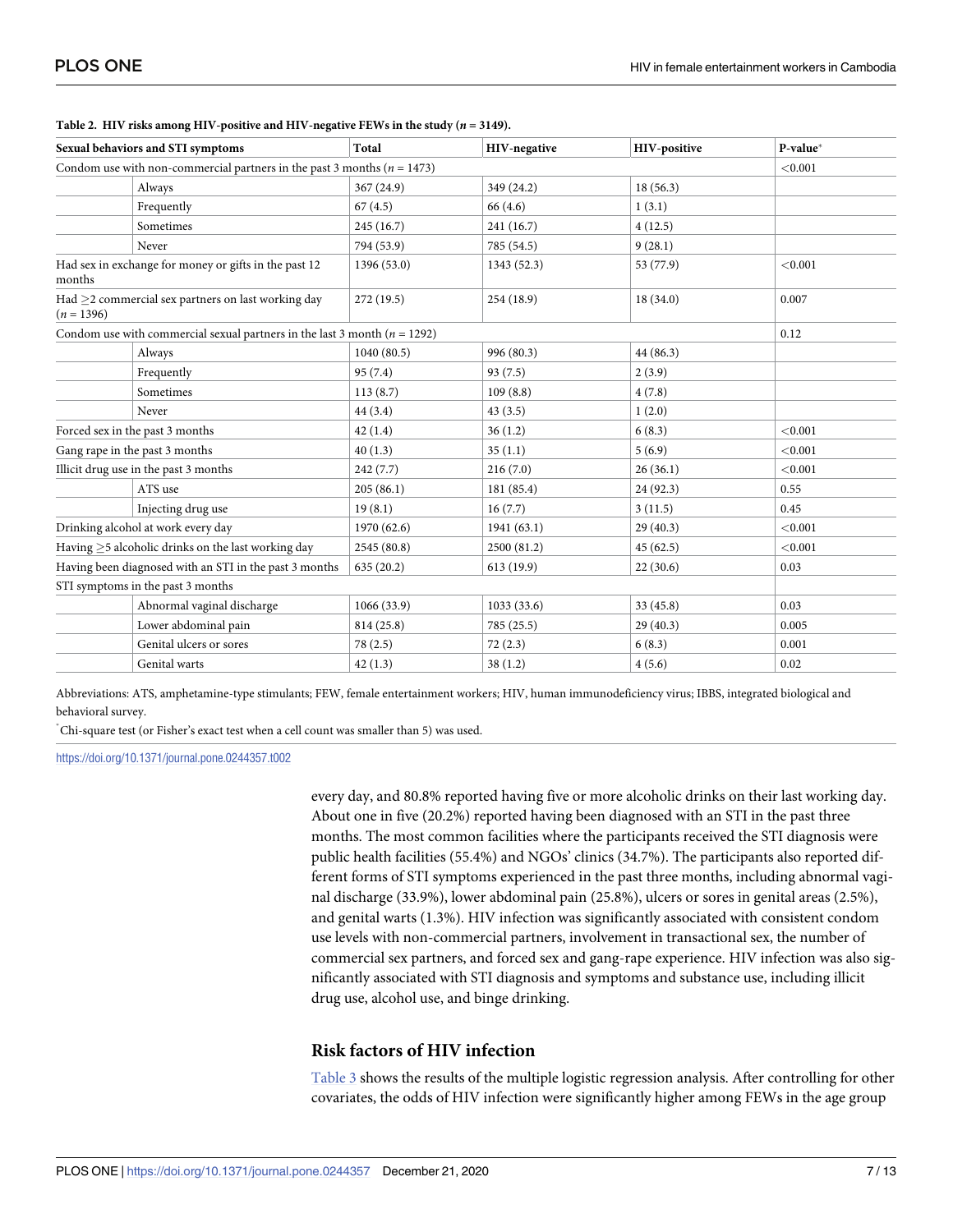**Table 2. HIV risks among HIV-positive and HIV-negative FEWs in the study ($n$ = 3149).**

| Sexual behaviors and STI symptoms | | Total | HIV-negative | HIV-positive | P-value* |
|---|---|---|---|---|---|
| Condom use with non-commercial partners in the past 3 months ($n$ = 1473) | | | | | <0.001 |
| | Always | 367 (24.9) | 349 (24.2) | 18 (56.3) | |
| | Frequently | 67 (4.5) | 66 (4.6) | 1 (3.1) | |
| | Sometimes | 245 (16.7) | 241 (16.7) | 4 (12.5) | |
| | Never | 794 (53.9) | 785 (54.5) | 9 (28.1) | |
| Had sex in exchange for money or gifts in the past 12 months | | 1396 (53.0) | 1343 (52.3) | 53 (77.9) | <0.001 |
| Had ≥2 commercial sex partners on last working day ($n$ = 1396) | | 272 (19.5) | 254 (18.9) | 18 (34.0) | 0.007 |
| Condom use with commercial sexual partners in the last 3 month ($n$ = 1292) | | | | | 0.12 |
| | Always | 1040 (80.5) | 996 (80.3) | 44 (86.3) | |
| | Frequently | 95 (7.4) | 93 (7.5) | 2 (3.9) | |
| | Sometimes | 113 (8.7) | 109 (8.8) | 4 (7.8) | |
| | Never | 44 (3.4) | 43 (3.5) | 1 (2.0) | |
| Forced sex in the past 3 months | | 42 (1.4) | 36 (1.2) | 6 (8.3) | <0.001 |
| Gang rape in the past 3 months | | 40 (1.3) | 35 (1.1) | 5 (6.9) | <0.001 |
| Illicit drug use in the past 3 months | | 242 (7.7) | 216 (7.0) | 26 (36.1) | <0.001 |
| | ATS use | 205 (86.1) | 181 (85.4) | 24 (92.3) | 0.55 |
| | Injecting drug use | 19 (8.1) | 16 (7.7) | 3 (11.5) | 0.45 |
| Drinking alcohol at work every day | | 1970 (62.6) | 1941 (63.1) | 29 (40.3) | <0.001 |
| Having ≥5 alcoholic drinks on the last working day | | 2545 (80.8) | 2500 (81.2) | 45 (62.5) | <0.001 |
| Having been diagnosed with an STI in the past 3 months | | 635 (20.2) | 613 (19.9) | 22 (30.6) | 0.03 |
| STI symptoms in the past 3 months | | | | | |
| | Abnormal vaginal discharge | 1066 (33.9) | 1033 (33.6) | 33 (45.8) | 0.03 |
| | Lower abdominal pain | 814 (25.8) | 785 (25.5) | 29 (40.3) | 0.005 |
| | Genital ulcers or sores | 78 (2.5) | 72 (2.3) | 6 (8.3) | 0.001 |
| | Genital warts | 42 (1.3) | 38 (1.2) | 4 (5.6) | 0.02 |

Abbreviations: ATS, amphetamine-type stimulants; FEW, female entertainment workers; HIV, human immunodeficiency virus; IBBS, integrated biological and behavioral survey.

*Chi-square test (or Fisher's exact test when a cell count was smaller than 5) was used.

https://doi.org/10.1371/journal.pone.0244357.t002

every day, and 80.8% reported having five or more alcoholic drinks on their last working day. About one in five (20.2%) reported having been diagnosed with an STI in the past three months. The most common facilities where the participants received the STI diagnosis were public health facilities (55.4%) and NGOs' clinics (34.7%). The participants also reported different forms of STI symptoms experienced in the past three months, including abnormal vaginal discharge (33.9%), lower abdominal pain (25.8%), ulcers or sores in genital areas (2.5%), and genital warts (1.3%). HIV infection was significantly associated with consistent condom use levels with non-commercial partners, involvement in transactional sex, the number of commercial sex partners, and forced sex and gang-rape experience. HIV infection was also significantly associated with STI diagnosis and symptoms and substance use, including illicit drug use, alcohol use, and binge drinking.

## Risk factors of HIV infection

Table 3 shows the results of the multiple logistic regression analysis. After controlling for other covariates, the odds of HIV infection were significantly higher among FEWs in the age group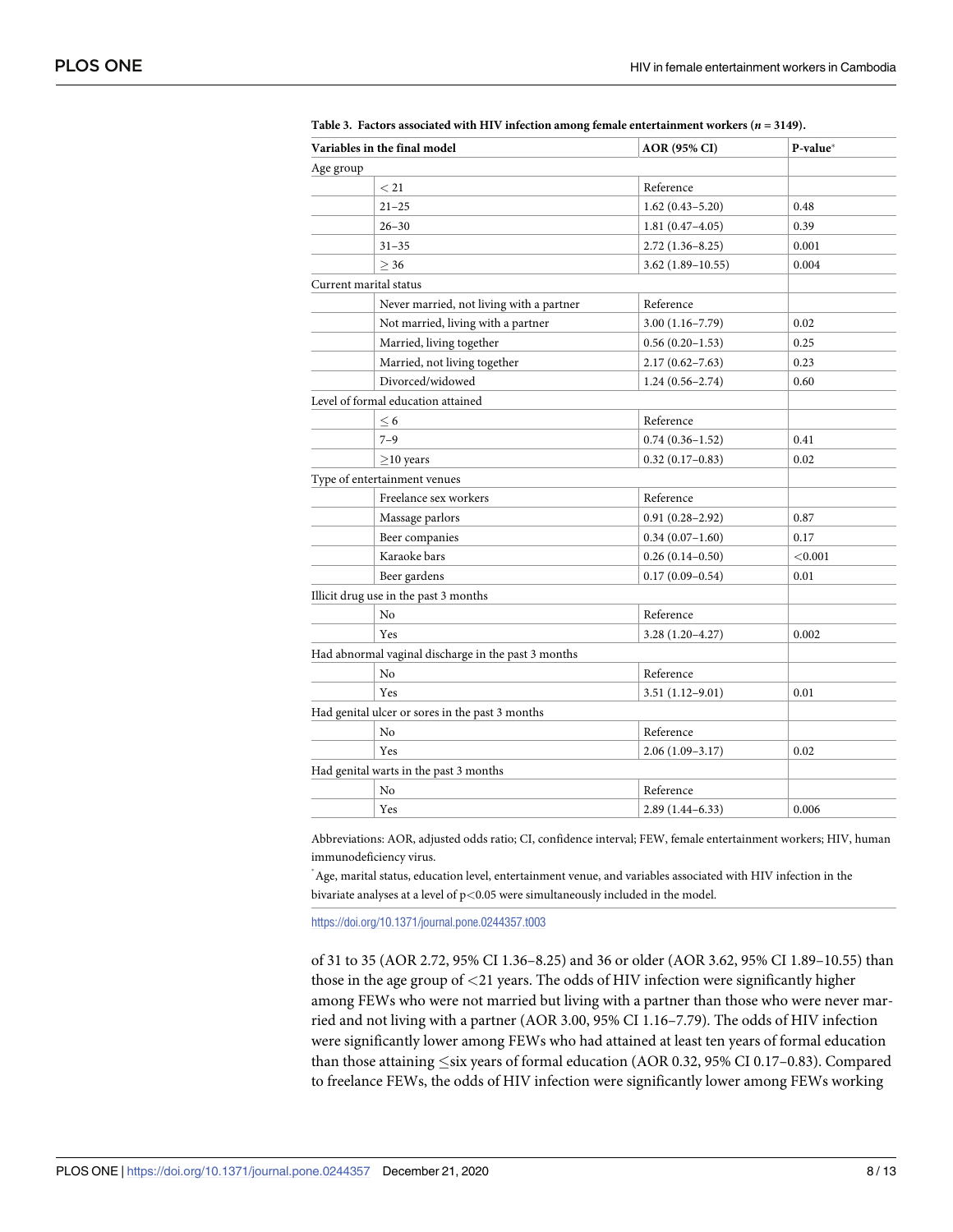**Table 3. Factors associated with HIV infection among female entertainment workers ($n$ = 3149).**

| Variables in the final model | | AOR (95% CI) | P-value* |
|---|---|---|---|
| Age group | | | |
| | < 21 | Reference | |
| | 21–25 | 1.62 (0.43–5.20) | 0.48 |
| | 26–30 | 1.81 (0.47–4.05) | 0.39 |
| | 31–35 | 2.72 (1.36–8.25) | 0.001 |
| | ≥ 36 | 3.62 (1.89–10.55) | 0.004 |
| Current marital status | | | |
| | Never married, not living with a partner | Reference | |
| | Not married, living with a partner | 3.00 (1.16–7.79) | 0.02 |
| | Married, living together | 0.56 (0.20–1.53) | 0.25 |
| | Married, not living together | 2.17 (0.62–7.63) | 0.23 |
| | Divorced/widowed | 1.24 (0.56–2.74) | 0.60 |
| Level of formal education attained | | | |
| | ≤ 6 | Reference | |
| | 7–9 | 0.74 (0.36–1.52) | 0.41 |
| | ≥10 years | 0.32 (0.17–0.83) | 0.02 |
| Type of entertainment venues | | | |
| | Freelance sex workers | Reference | |
| | Massage parlors | 0.91 (0.28–2.92) | 0.87 |
| | Beer companies | 0.34 (0.07–1.60) | 0.17 |
| | Karaoke bars | 0.26 (0.14–0.50) | <0.001 |
| | Beer gardens | 0.17 (0.09–0.54) | 0.01 |
| Illicit drug use in the past 3 months | | | |
| | No | Reference | |
| | Yes | 3.28 (1.20–4.27) | 0.002 |
| Had abnormal vaginal discharge in the past 3 months | | | |
| | No | Reference | |
| | Yes | 3.51 (1.12–9.01) | 0.01 |
| Had genital ulcer or sores in the past 3 months | | | |
| | No | Reference | |
| | Yes | 2.06 (1.09–3.17) | 0.02 |
| Had genital warts in the past 3 months | | | |
| | No | Reference | |
| | Yes | 2.89 (1.44–6.33) | 0.006 |

Abbreviations: AOR, adjusted odds ratio; CI, confidence interval; FEW, female entertainment workers; HIV, human immunodeficiency virus.

* Age, marital status, education level, entertainment venue, and variables associated with HIV infection in the bivariate analyses at a level of $p<0.05$ were simultaneously included in the model.

https://doi.org/10.1371/journal.pone.0244357.t003

of 31 to 35 (AOR 2.72, 95% CI 1.36–8.25) and 36 or older (AOR 3.62, 95% CI 1.89–10.55) than those in the age group of <21 years. The odds of HIV infection were significantly higher among FEWs who were not married but living with a partner than those who were never married and not living with a partner (AOR 3.00, 95% CI 1.16–7.79). The odds of HIV infection were significantly lower among FEWs who had attained at least ten years of formal education than those attaining ≤six years of formal education (AOR 0.32, 95% CI 0.17–0.83). Compared to freelance FEWs, the odds of HIV infection were significantly lower among FEWs working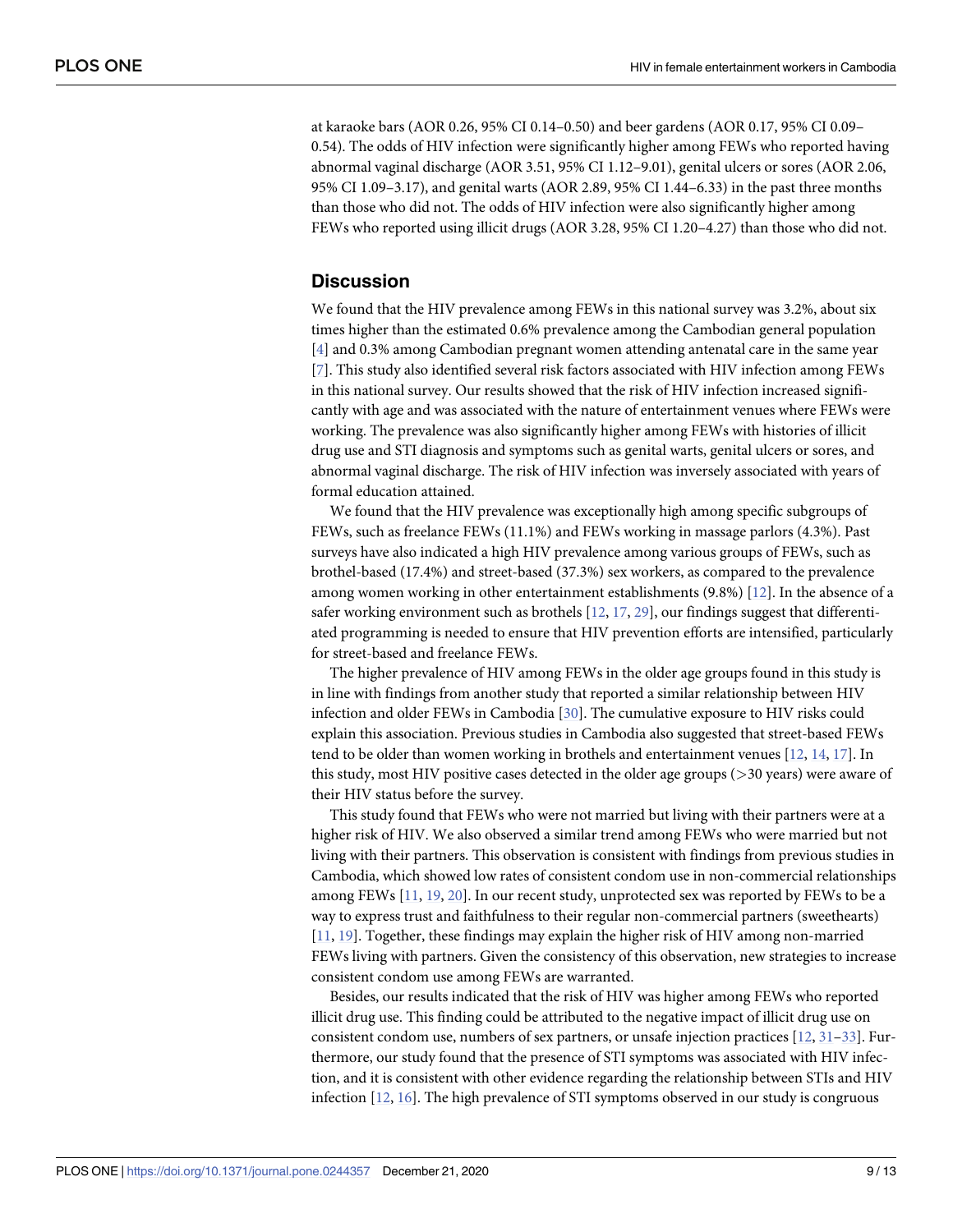at karaoke bars (AOR 0.26, 95% CI 0.14–0.50) and beer gardens (AOR 0.17, 95% CI 0.09–0.54). The odds of HIV infection were significantly higher among FEWs who reported having abnormal vaginal discharge (AOR 3.51, 95% CI 1.12–9.01), genital ulcers or sores (AOR 2.06, 95% CI 1.09–3.17), and genital warts (AOR 2.89, 95% CI 1.44–6.33) in the past three months than those who did not. The odds of HIV infection were also significantly higher among FEWs who reported using illicit drugs (AOR 3.28, 95% CI 1.20–4.27) than those who did not.

## Discussion

We found that the HIV prevalence among FEWs in this national survey was 3.2%, about six times higher than the estimated 0.6% prevalence among the Cambodian general population [4] and 0.3% among Cambodian pregnant women attending antenatal care in the same year [7]. This study also identified several risk factors associated with HIV infection among FEWs in this national survey. Our results showed that the risk of HIV infection increased significantly with age and was associated with the nature of entertainment venues where FEWs were working. The prevalence was also significantly higher among FEWs with histories of illicit drug use and STI diagnosis and symptoms such as genital warts, genital ulcers or sores, and abnormal vaginal discharge. The risk of HIV infection was inversely associated with years of formal education attained.

We found that the HIV prevalence was exceptionally high among specific subgroups of FEWs, such as freelance FEWs (11.1%) and FEWs working in massage parlors (4.3%). Past surveys have also indicated a high HIV prevalence among various groups of FEWs, such as brothel-based (17.4%) and street-based (37.3%) sex workers, as compared to the prevalence among women working in other entertainment establishments (9.8%) [12]. In the absence of a safer working environment such as brothels [12, 17, 29], our findings suggest that differentiated programming is needed to ensure that HIV prevention efforts are intensified, particularly for street-based and freelance FEWs.

The higher prevalence of HIV among FEWs in the older age groups found in this study is in line with findings from another study that reported a similar relationship between HIV infection and older FEWs in Cambodia [30]. The cumulative exposure to HIV risks could explain this association. Previous studies in Cambodia also suggested that street-based FEWs tend to be older than women working in brothels and entertainment venues [12, 14, 17]. In this study, most HIV positive cases detected in the older age groups (>30 years) were aware of their HIV status before the survey.

This study found that FEWs who were not married but living with their partners were at a higher risk of HIV. We also observed a similar trend among FEWs who were married but not living with their partners. This observation is consistent with findings from previous studies in Cambodia, which showed low rates of consistent condom use in non-commercial relationships among FEWs [11, 19, 20]. In our recent study, unprotected sex was reported by FEWs to be a way to express trust and faithfulness to their regular non-commercial partners (sweethearts) [11, 19]. Together, these findings may explain the higher risk of HIV among non-married FEWs living with partners. Given the consistency of this observation, new strategies to increase consistent condom use among FEWs are warranted.

Besides, our results indicated that the risk of HIV was higher among FEWs who reported illicit drug use. This finding could be attributed to the negative impact of illicit drug use on consistent condom use, numbers of sex partners, or unsafe injection practices [12, 31–33]. Furthermore, our study found that the presence of STI symptoms was associated with HIV infection, and it is consistent with other evidence regarding the relationship between STIs and HIV infection [12, 16]. The high prevalence of STI symptoms observed in our study is congruous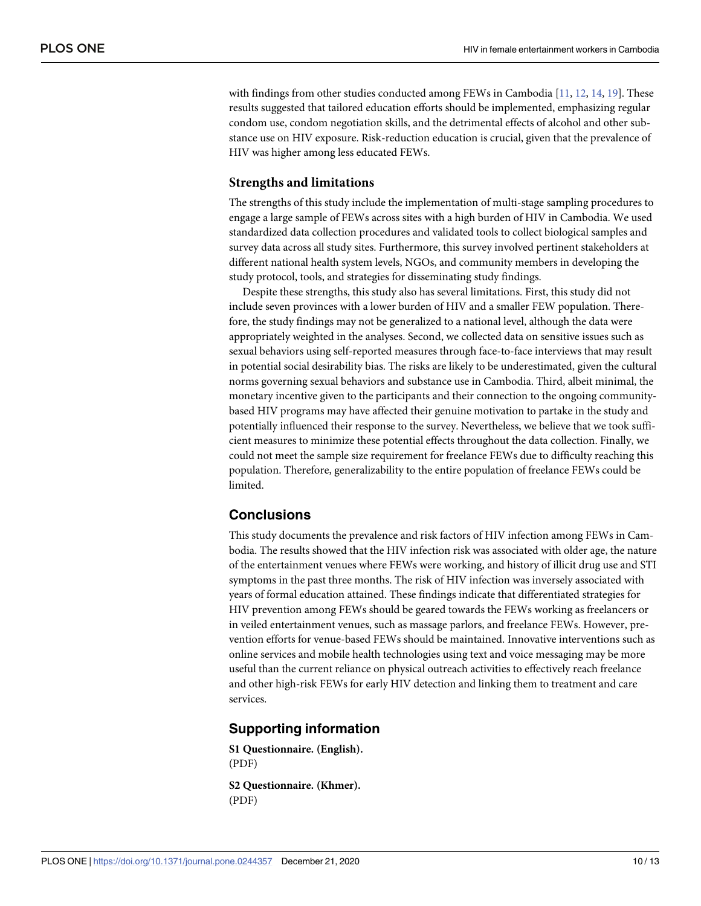with findings from other studies conducted among FEWs in Cambodia [11, 12, 14, 19]. These results suggested that tailored education efforts should be implemented, emphasizing regular condom use, condom negotiation skills, and the detrimental effects of alcohol and other substance use on HIV exposure. Risk-reduction education is crucial, given that the prevalence of HIV was higher among less educated FEWs.

### Strengths and limitations

The strengths of this study include the implementation of multi-stage sampling procedures to engage a large sample of FEWs across sites with a high burden of HIV in Cambodia. We used standardized data collection procedures and validated tools to collect biological samples and survey data across all study sites. Furthermore, this survey involved pertinent stakeholders at different national health system levels, NGOs, and community members in developing the study protocol, tools, and strategies for disseminating study findings.

Despite these strengths, this study also has several limitations. First, this study did not include seven provinces with a lower burden of HIV and a smaller FEW population. Therefore, the study findings may not be generalized to a national level, although the data were appropriately weighted in the analyses. Second, we collected data on sensitive issues such as sexual behaviors using self-reported measures through face-to-face interviews that may result in potential social desirability bias. The risks are likely to be underestimated, given the cultural norms governing sexual behaviors and substance use in Cambodia. Third, albeit minimal, the monetary incentive given to the participants and their connection to the ongoing community-based HIV programs may have affected their genuine motivation to partake in the study and potentially influenced their response to the survey. Nevertheless, we believe that we took sufficient measures to minimize these potential effects throughout the data collection. Finally, we could not meet the sample size requirement for freelance FEWs due to difficulty reaching this population. Therefore, generalizability to the entire population of freelance FEWs could be limited.

## Conclusions

This study documents the prevalence and risk factors of HIV infection among FEWs in Cambodia. The results showed that the HIV infection risk was associated with older age, the nature of the entertainment venues where FEWs were working, and history of illicit drug use and STI symptoms in the past three months. The risk of HIV infection was inversely associated with years of formal education attained. These findings indicate that differentiated strategies for HIV prevention among FEWs should be geared towards the FEWs working as freelancers or in veiled entertainment venues, such as massage parlors, and freelance FEWs. However, prevention efforts for venue-based FEWs should be maintained. Innovative interventions such as online services and mobile health technologies using text and voice messaging may be more useful than the current reliance on physical outreach activities to effectively reach freelance and other high-risk FEWs for early HIV detection and linking them to treatment and care services.

## Supporting information

**S1 Questionnaire. (English).**
(PDF)

**S2 Questionnaire. (Khmer).**
(PDF)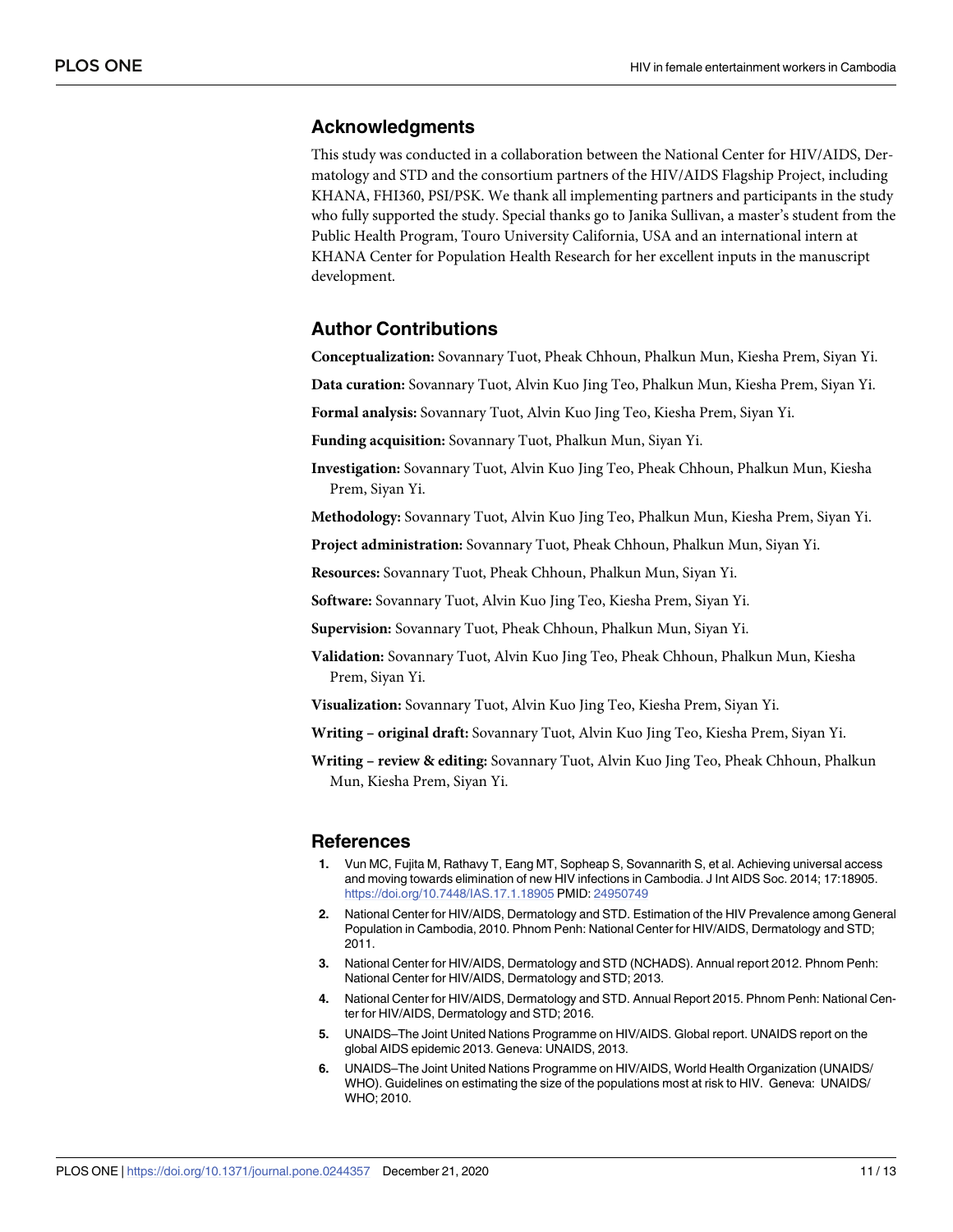## Acknowledgments

This study was conducted in a collaboration between the National Center for HIV/AIDS, Dermatology and STD and the consortium partners of the HIV/AIDS Flagship Project, including KHANA, FHI360, PSI/PSK. We thank all implementing partners and participants in the study who fully supported the study. Special thanks go to Janika Sullivan, a master's student from the Public Health Program, Touro University California, USA and an international intern at KHANA Center for Population Health Research for her excellent inputs in the manuscript development.

## Author Contributions

**Conceptualization:** Sovannary Tuot, Pheak Chhoun, Phalkun Mun, Kiesha Prem, Siyan Yi.

**Data curation:** Sovannary Tuot, Alvin Kuo Jing Teo, Phalkun Mun, Kiesha Prem, Siyan Yi.

**Formal analysis:** Sovannary Tuot, Alvin Kuo Jing Teo, Kiesha Prem, Siyan Yi.

**Funding acquisition:** Sovannary Tuot, Phalkun Mun, Siyan Yi.

**Investigation:** Sovannary Tuot, Alvin Kuo Jing Teo, Pheak Chhoun, Phalkun Mun, Kiesha Prem, Siyan Yi.

**Methodology:** Sovannary Tuot, Alvin Kuo Jing Teo, Phalkun Mun, Kiesha Prem, Siyan Yi.

**Project administration:** Sovannary Tuot, Pheak Chhoun, Phalkun Mun, Siyan Yi.

**Resources:** Sovannary Tuot, Pheak Chhoun, Phalkun Mun, Siyan Yi.

**Software:** Sovannary Tuot, Alvin Kuo Jing Teo, Kiesha Prem, Siyan Yi.

**Supervision:** Sovannary Tuot, Pheak Chhoun, Phalkun Mun, Siyan Yi.

**Validation:** Sovannary Tuot, Alvin Kuo Jing Teo, Pheak Chhoun, Phalkun Mun, Kiesha Prem, Siyan Yi.

**Visualization:** Sovannary Tuot, Alvin Kuo Jing Teo, Kiesha Prem, Siyan Yi.

**Writing – original draft:** Sovannary Tuot, Alvin Kuo Jing Teo, Kiesha Prem, Siyan Yi.

**Writing – review & editing:** Sovannary Tuot, Alvin Kuo Jing Teo, Pheak Chhoun, Phalkun Mun, Kiesha Prem, Siyan Yi.

## References

1. Vun MC, Fujita M, Rathavy T, Eang MT, Sopheap S, Sovannarith S, et al. Achieving universal access and moving towards elimination of new HIV infections in Cambodia. J Int AIDS Soc. 2014; 17:18905. https://doi.org/10.7448/IAS.17.1.18905 PMID: 24950749
2. National Center for HIV/AIDS, Dermatology and STD. Estimation of the HIV Prevalence among General Population in Cambodia, 2010. Phnom Penh: National Center for HIV/AIDS, Dermatology and STD; 2011.
3. National Center for HIV/AIDS, Dermatology and STD (NCHADS). Annual report 2012. Phnom Penh: National Center for HIV/AIDS, Dermatology and STD; 2013.
4. National Center for HIV/AIDS, Dermatology and STD. Annual Report 2015. Phnom Penh: National Center for HIV/AIDS, Dermatology and STD; 2016.
5. UNAIDS–The Joint United Nations Programme on HIV/AIDS. Global report. UNAIDS report on the global AIDS epidemic 2013. Geneva: UNAIDS, 2013.
6. UNAIDS–The Joint United Nations Programme on HIV/AIDS, World Health Organization (UNAIDS/WHO). Guidelines on estimating the size of the populations most at risk to HIV. Geneva: UNAIDS/WHO; 2010.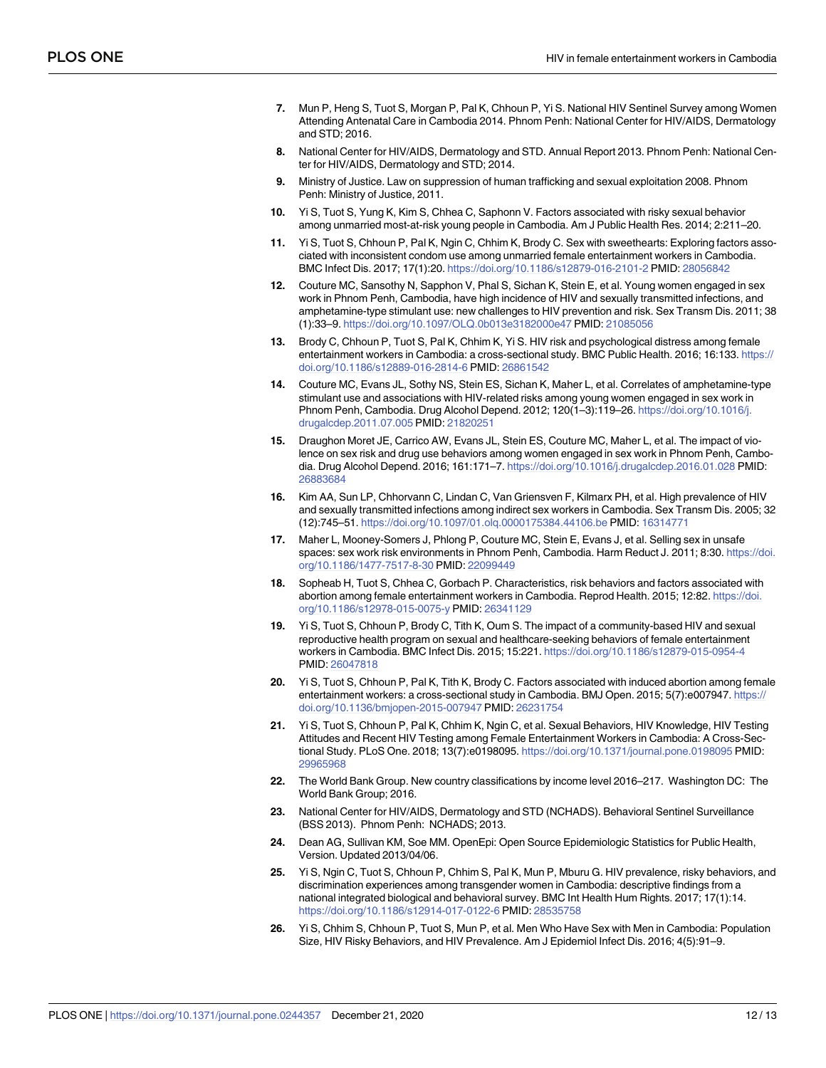7. Mun P, Heng S, Tuot S, Morgan P, Pal K, Chhoun P, Yi S. National HIV Sentinel Survey among Women Attending Antenatal Care in Cambodia 2014. Phnom Penh: National Center for HIV/AIDS, Dermatology and STD; 2016.
8. National Center for HIV/AIDS, Dermatology and STD. Annual Report 2013. Phnom Penh: National Center for HIV/AIDS, Dermatology and STD; 2014.
9. Ministry of Justice. Law on suppression of human trafficking and sexual exploitation 2008. Phnom Penh: Ministry of Justice, 2011.
10. Yi S, Tuot S, Yung K, Kim S, Chhea C, Saphonn V. Factors associated with risky sexual behavior among unmarried most-at-risk young people in Cambodia. Am J Public Health Res. 2014; 2:211–20.
11. Yi S, Tuot S, Chhoun P, Pal K, Ngin C, Chhim K, Brody C. Sex with sweethearts: Exploring factors associated with inconsistent condom use among unmarried female entertainment workers in Cambodia. BMC Infect Dis. 2017; 17(1):20. https://doi.org/10.1186/s12879-016-2101-2 PMID: 28056842
12. Couture MC, Sansothy N, Sapphon V, Phal S, Sichan K, Stein E, et al. Young women engaged in sex work in Phnom Penh, Cambodia, have high incidence of HIV and sexually transmitted infections, and amphetamine-type stimulant use: new challenges to HIV prevention and risk. Sex Transm Dis. 2011; 38 (1):33–9. https://doi.org/10.1097/OLQ.0b013e3182000e47 PMID: 21085056
13. Brody C, Chhoun P, Tuot S, Pal K, Chhim K, Yi S. HIV risk and psychological distress among female entertainment workers in Cambodia: a cross-sectional study. BMC Public Health. 2016; 16:133. https://doi.org/10.1186/s12889-016-2814-6 PMID: 26861542
14. Couture MC, Evans JL, Sothy NS, Stein ES, Sichan K, Maher L, et al. Correlates of amphetamine-type stimulant use and associations with HIV-related risks among young women engaged in sex work in Phnom Penh, Cambodia. Drug Alcohol Depend. 2012; 120(1–3):119–26. https://doi.org/10.1016/j.drugalcdep.2011.07.005 PMID: 21820251
15. Draughon Moret JE, Carrico AW, Evans JL, Stein ES, Couture MC, Maher L, et al. The impact of violence on sex risk and drug use behaviors among women engaged in sex work in Phnom Penh, Cambodia. Drug Alcohol Depend. 2016; 161:171–7. https://doi.org/10.1016/j.drugalcdep.2016.01.028 PMID: 26883684
16. Kim AA, Sun LP, Chhorvann C, Lindan C, Van Griensven F, Kilmarx PH, et al. High prevalence of HIV and sexually transmitted infections among indirect sex workers in Cambodia. Sex Transm Dis. 2005; 32 (12):745–51. https://doi.org/10.1097/01.olq.0000175384.44106.be PMID: 16314771
17. Maher L, Mooney-Somers J, Phlong P, Couture MC, Stein E, Evans J, et al. Selling sex in unsafe spaces: sex work risk environments in Phnom Penh, Cambodia. Harm Reduct J. 2011; 8:30. https://doi.org/10.1186/1477-7517-8-30 PMID: 22099449
18. Sopheab H, Tuot S, Chhea C, Gorbach P. Characteristics, risk behaviors and factors associated with abortion among female entertainment workers in Cambodia. Reprod Health. 2015; 12:82. https://doi.org/10.1186/s12978-015-0075-y PMID: 26341129
19. Yi S, Tuot S, Chhoun P, Brody C, Tith K, Oum S. The impact of a community-based HIV and sexual reproductive health program on sexual and healthcare-seeking behaviors of female entertainment workers in Cambodia. BMC Infect Dis. 2015; 15:221. https://doi.org/10.1186/s12879-015-0954-4 PMID: 26047818
20. Yi S, Tuot S, Chhoun P, Pal K, Tith K, Brody C. Factors associated with induced abortion among female entertainment workers: a cross-sectional study in Cambodia. BMJ Open. 2015; 5(7):e007947. https://doi.org/10.1136/bmjopen-2015-007947 PMID: 26231754
21. Yi S, Tuot S, Chhoun P, Pal K, Chhim K, Ngin C, et al. Sexual Behaviors, HIV Knowledge, HIV Testing Attitudes and Recent HIV Testing among Female Entertainment Workers in Cambodia: A Cross-Sectional Study. PLoS One. 2018; 13(7):e0198095. https://doi.org/10.1371/journal.pone.0198095 PMID: 29965968
22. The World Bank Group. New country classifications by income level 2016–217. Washington DC: The World Bank Group; 2016.
23. National Center for HIV/AIDS, Dermatology and STD (NCHADS). Behavioral Sentinel Surveillance (BSS 2013). Phnom Penh: NCHADS; 2013.
24. Dean AG, Sullivan KM, Soe MM. OpenEpi: Open Source Epidemiologic Statistics for Public Health, Version. Updated 2013/04/06.
25. Yi S, Ngin C, Tuot S, Chhoun P, Chhim S, Pal K, Mun P, Mburu G. HIV prevalence, risky behaviors, and discrimination experiences among transgender women in Cambodia: descriptive findings from a national integrated biological and behavioral survey. BMC Int Health Hum Rights. 2017; 17(1):14. https://doi.org/10.1186/s12914-017-0122-6 PMID: 28535758
26. Yi S, Chhim S, Chhoun P, Tuot S, Mun P, et al. Men Who Have Sex with Men in Cambodia: Population Size, HIV Risky Behaviors, and HIV Prevalence. Am J Epidemiol Infect Dis. 2016; 4(5):91–9.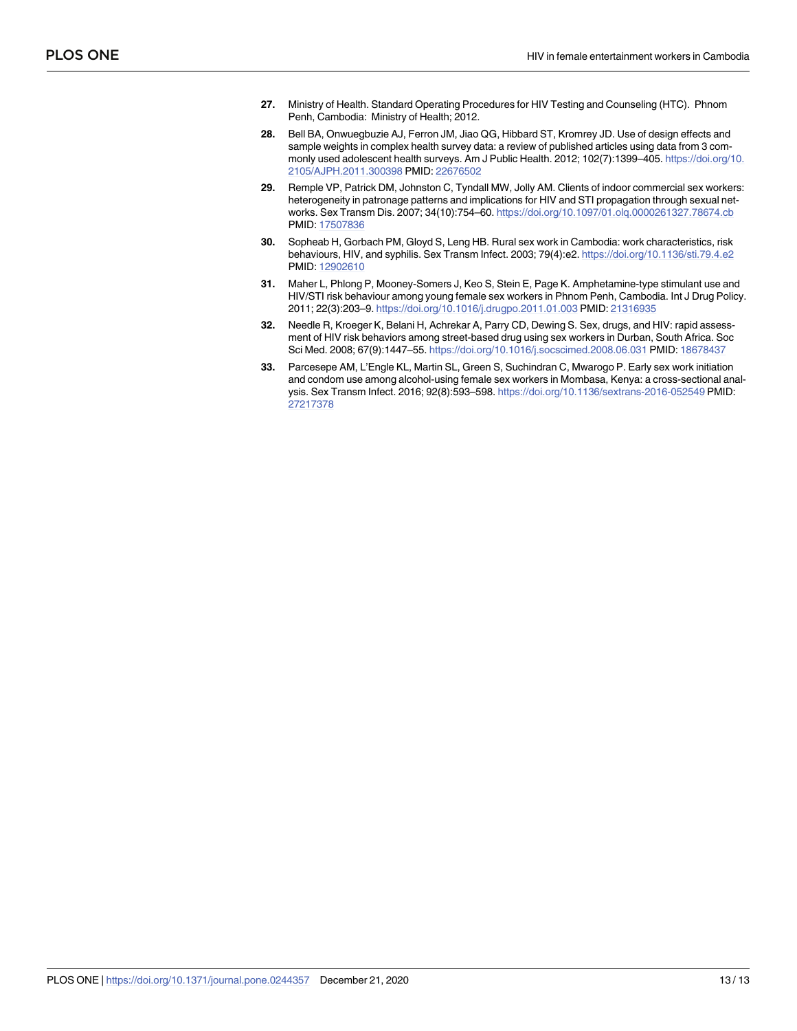27. Ministry of Health. Standard Operating Procedures for HIV Testing and Counseling (HTC). Phnom Penh, Cambodia: Ministry of Health; 2012.
28. Bell BA, Onwuegbuzie AJ, Ferron JM, Jiao QG, Hibbard ST, Kromrey JD. Use of design effects and sample weights in complex health survey data: a review of published articles using data from 3 commonly used adolescent health surveys. Am J Public Health. 2012; 102(7):1399–405. https://doi.org/10.2105/AJPH.2011.300398 PMID: 22676502
29. Remple VP, Patrick DM, Johnston C, Tyndall MW, Jolly AM. Clients of indoor commercial sex workers: heterogeneity in patronage patterns and implications for HIV and STI propagation through sexual networks. Sex Transm Dis. 2007; 34(10):754–60. https://doi.org/10.1097/01.olq.0000261327.78674.cb PMID: 17507836
30. Sopheab H, Gorbach PM, Gloyd S, Leng HB. Rural sex work in Cambodia: work characteristics, risk behaviours, HIV, and syphilis. Sex Transm Infect. 2003; 79(4):e2. https://doi.org/10.1136/sti.79.4.e2 PMID: 12902610
31. Maher L, Phlong P, Mooney-Somers J, Keo S, Stein E, Page K. Amphetamine-type stimulant use and HIV/STI risk behaviour among young female sex workers in Phnom Penh, Cambodia. Int J Drug Policy. 2011; 22(3):203–9. https://doi.org/10.1016/j.drugpo.2011.01.003 PMID: 21316935
32. Needle R, Kroeger K, Belani H, Achrekar A, Parry CD, Dewing S. Sex, drugs, and HIV: rapid assessment of HIV risk behaviors among street-based drug using sex workers in Durban, South Africa. Soc Sci Med. 2008; 67(9):1447–55. https://doi.org/10.1016/j.socscimed.2008.06.031 PMID: 18678437
33. Parcesepe AM, L'Engle KL, Martin SL, Green S, Suchindran C, Mwarogo P. Early sex work initiation and condom use among alcohol-using female sex workers in Mombasa, Kenya: a cross-sectional analysis. Sex Transm Infect. 2016; 92(8):593–598. https://doi.org/10.1136/sextrans-2016-052549 PMID: 27217378